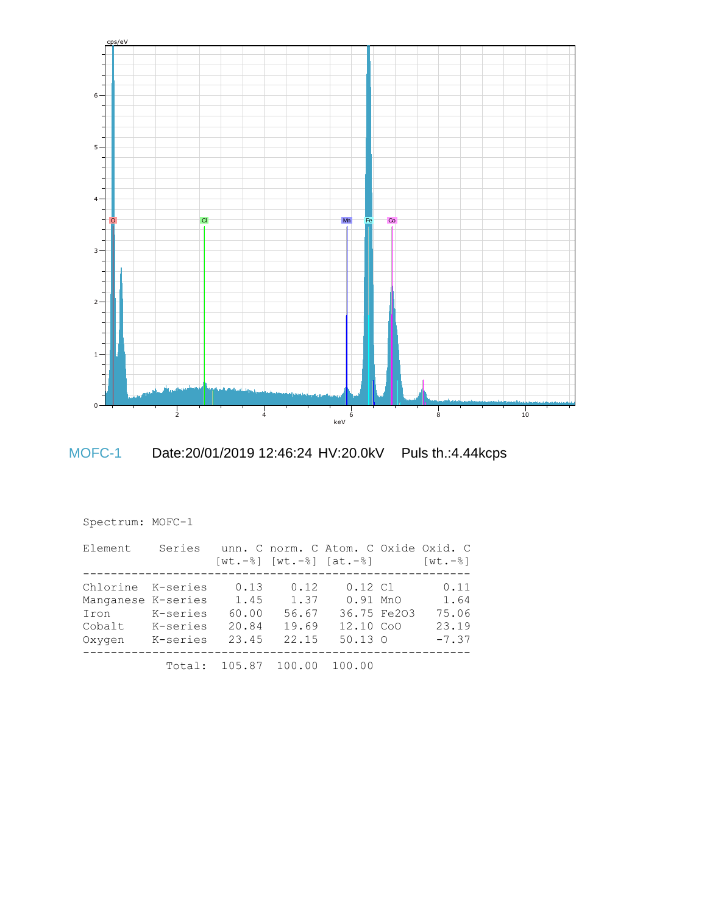MOFC-1 Date:20/01/2019 12:46:24 HV:20.0kV Puls th.:4.44kcps

Spectrum: MOFC-1

| Element | Series | unn. C [wt.-%] | norm. C [wt.-%] | Atom. C [at.-%] | Oxide | Oxid. C [wt.-%] |
|---|---|---|---|---|---|---|
| Chlorine | K-series | 0.13 | 0.12 | 0.12 | Cl | 0.11 |
| Manganese | K-series | 1.45 | 1.37 | 0.91 | MnO | 1.64 |
| Iron | K-series | 60.00 | 56.67 | 36.75 | Fe2O3 | 75.06 |
| Cobalt | K-series | 20.84 | 19.69 | 12.10 | CoO | 23.19 |
| Oxygen | K-series | 23.45 | 22.15 | 50.13 | O | -7.37 |
| | Total: | 105.87 | 100.00 | 100.00 | | |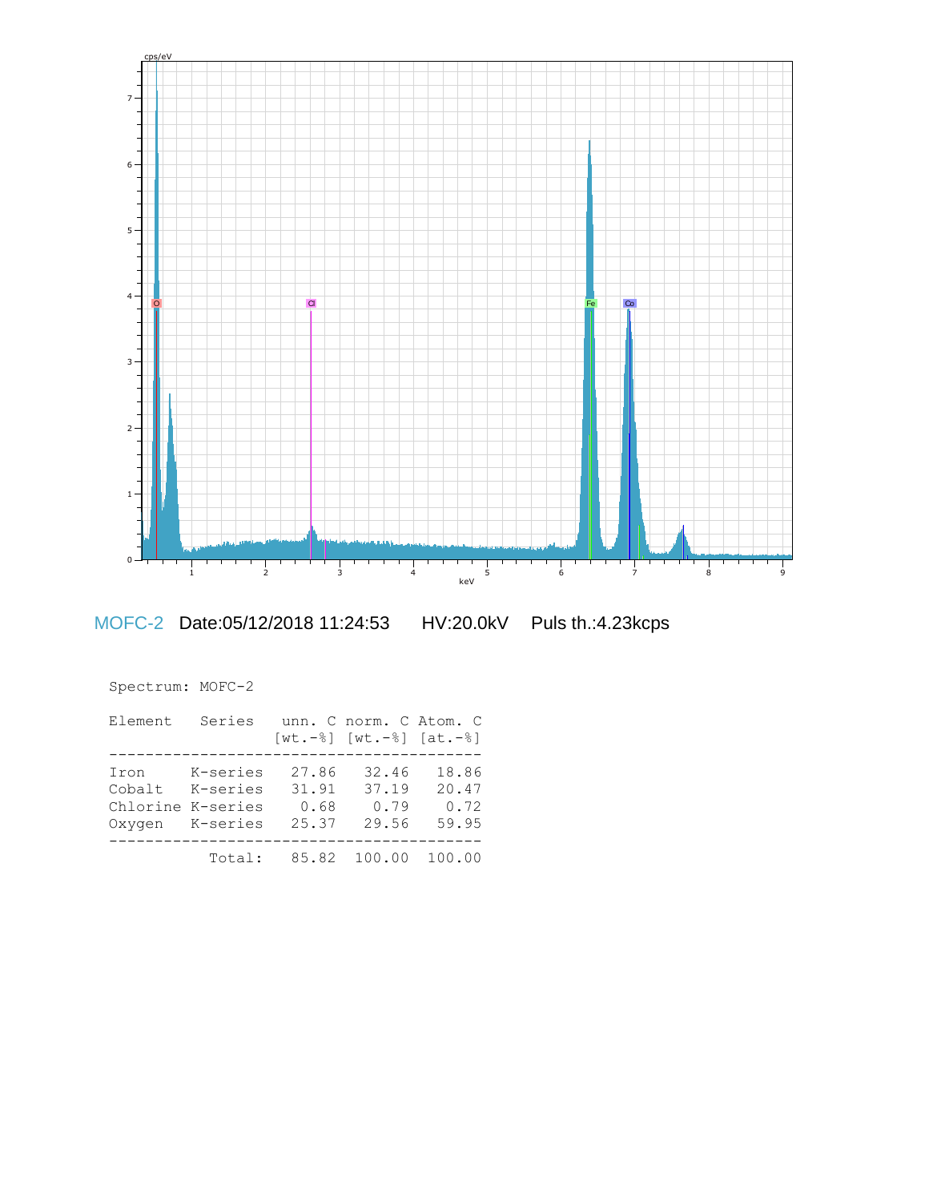MOFC-2 Date:05/12/2018 11:24:53 HV:20.0kV Puls th.:4.23kcps

Spectrum: MOFC-2

| Element | Series | unn. C [wt.-%] | norm. C [wt.-%] | Atom. C [at.-%] |
|---|---|---|---|---|
| Iron | K-series | 27.86 | 32.46 | 18.86 |
| Cobalt | K-series | 31.91 | 37.19 | 20.47 |
| Chlorine | K-series | 0.68 | 0.79 | 0.72 |
| Oxygen | K-series | 25.37 | 29.56 | 59.95 |
| | Total: | 85.82 | 100.00 | 100.00 |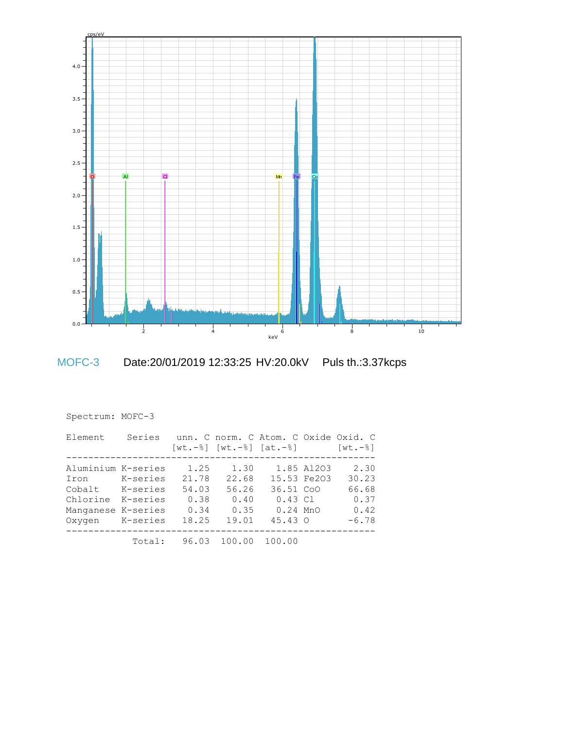MOFC-3 Date:20/01/2019 12:33:25 HV:20.0kV Puls th.:3.37kcps

Spectrum: MOFC-3

| Element | Series | unn. C [wt.-%] | norm. C [wt.-%] | Atom. C [at.-%] | Oxide | Oxid. C [wt.-%] |
|---|---|---|---|---|---|---|
| Aluminium | K-series | 1.25 | 1.30 | 1.85 | Al2O3 | 2.30 |
| Iron | K-series | 21.78 | 22.68 | 15.53 | Fe2O3 | 30.23 |
| Cobalt | K-series | 54.03 | 56.26 | 36.51 | CoO | 66.68 |
| Chlorine | K-series | 0.38 | 0.40 | 0.43 | Cl | 0.37 |
| Manganese | K-series | 0.34 | 0.35 | 0.24 | MnO | 0.42 |
| Oxygen | K-series | 18.25 | 19.01 | 45.43 | O | -6.78 |
| | Total: | 96.03 | 100.00 | 100.00 | | |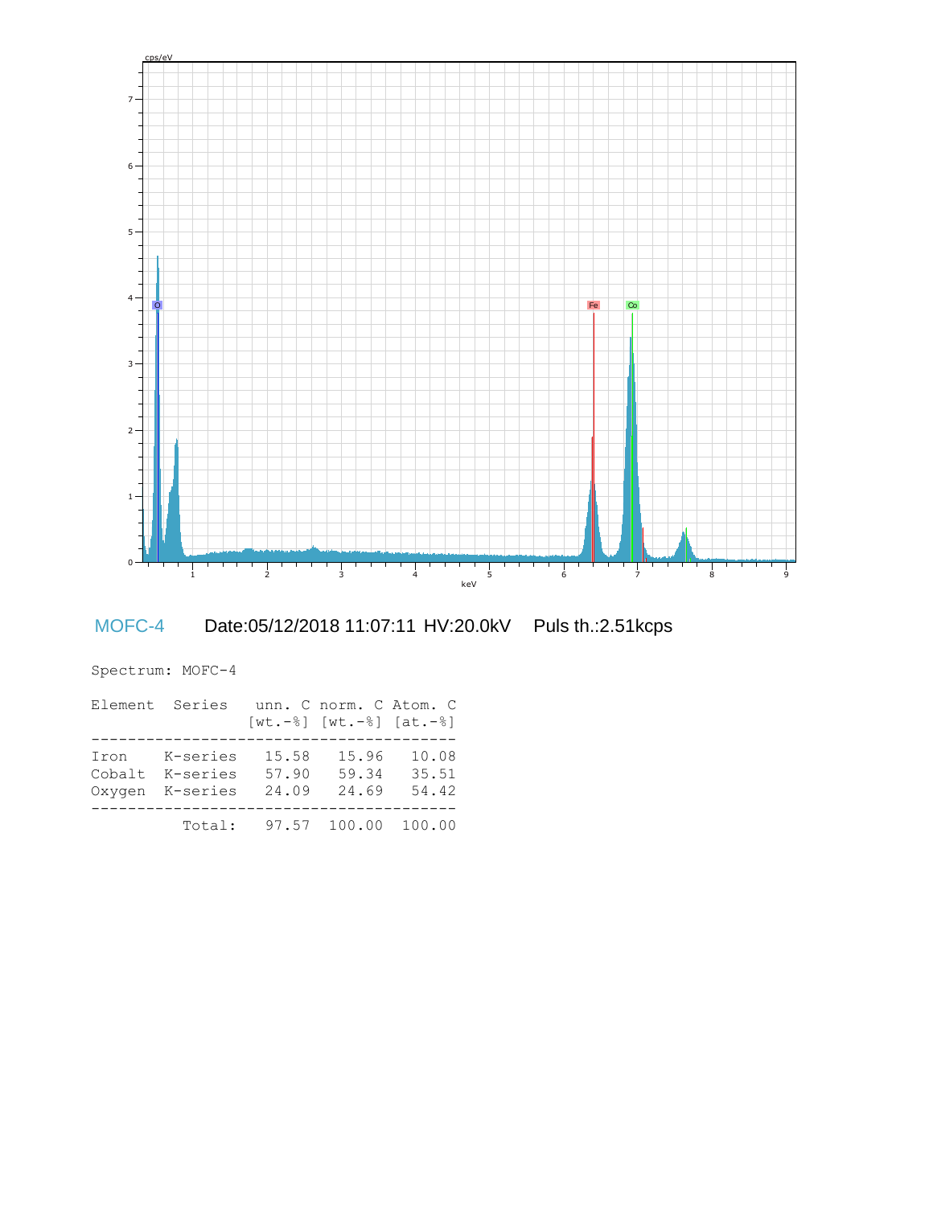cps/eV

7

6

5

4

3

2

1

0

O

Fe

Co

1 2 3 4 5 6 7 8 9

keV

MOFC-4 Date:05/12/2018 11:07:11 HV:20.0kV Puls th.:2.51kcps

Spectrum: MOFC-4

| Element | Series | unn. C [wt.-%] | norm. C [wt.-%] | Atom. C [at.-%] |
|---|---|---|---|---|
| Iron | K-series | 15.58 | 15.96 | 10.08 |
| Cobalt | K-series | 57.90 | 59.34 | 35.51 |
| Oxygen | K-series | 24.09 | 24.69 | 54.42 |
| | Total: | 97.57 | 100.00 | 100.00 |